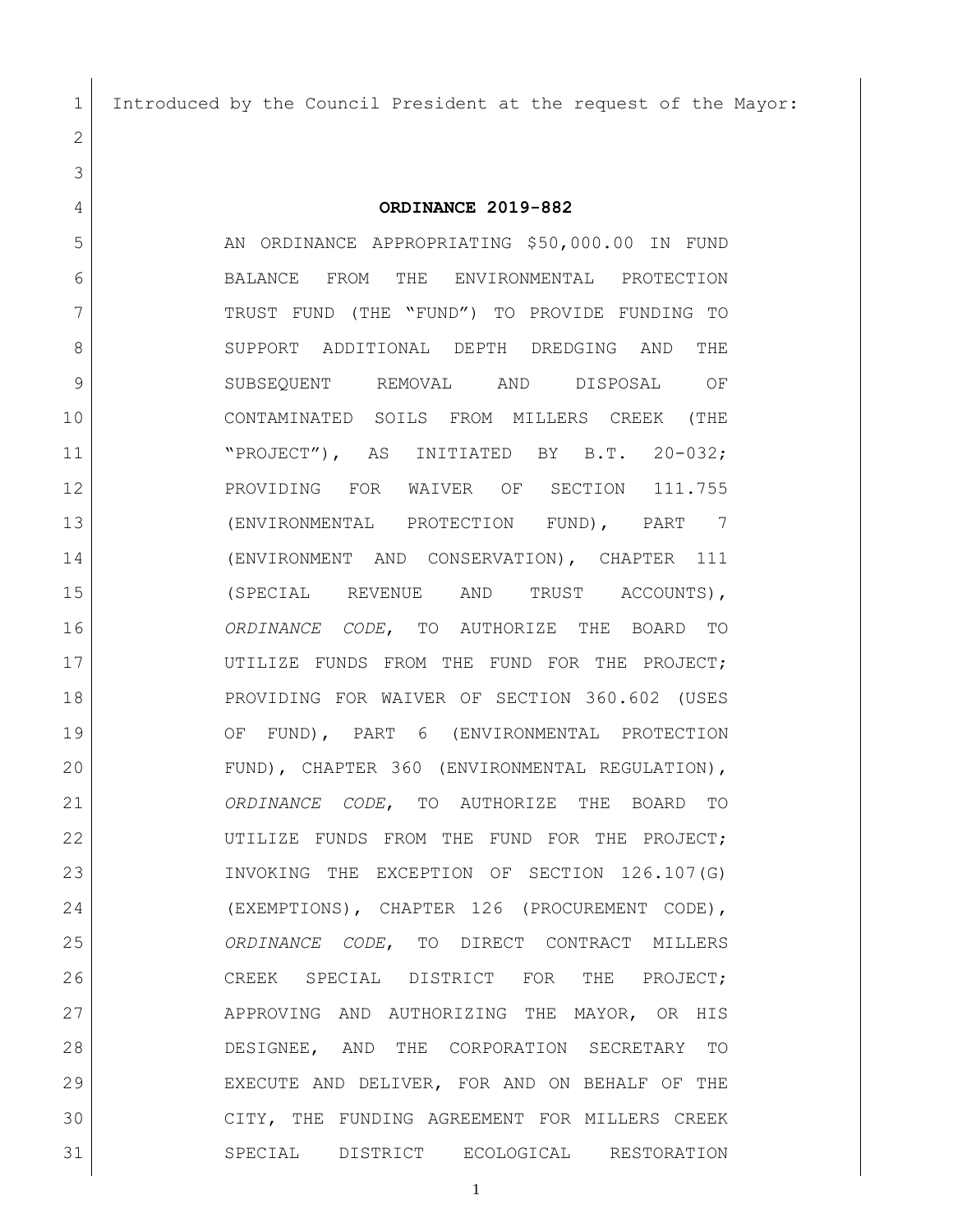Introduced by the Council President at the request of the Mayor:

**ORDINANCE 2019-882**

AN ORDINANCE APPROPRIATING $50,000.00 IN FUND BALANCE FROM THE ENVIRONMENTAL PROTECTION TRUST FUND (THE "FUND") TO PROVIDE FUNDING TO SUPPORT ADDITIONAL DEPTH DREDGING AND THE SUBSEQUENT REMOVAL AND DISPOSAL OF CONTAMINATED SOILS FROM MILLERS CREEK (THE "PROJECT"), AS INITIATED BY B.T. 20-032; PROVIDING FOR WAIVER OF SECTION 111.755 (ENVIRONMENTAL PROTECTION FUND), PART 7 (ENVIRONMENT AND CONSERVATION), CHAPTER 111 (SPECIAL REVENUE AND TRUST ACCOUNTS), *ORDINANCE CODE*, TO AUTHORIZE THE BOARD TO UTILIZE FUNDS FROM THE FUND FOR THE PROJECT; PROVIDING FOR WAIVER OF SECTION 360.602 (USES OF FUND), PART 6 (ENVIRONMENTAL PROTECTION FUND), CHAPTER 360 (ENVIRONMENTAL REGULATION), *ORDINANCE CODE*, TO AUTHORIZE THE BOARD TO UTILIZE FUNDS FROM THE FUND FOR THE PROJECT; INVOKING THE EXCEPTION OF SECTION 126.107(G) (EXEMPTIONS), CHAPTER 126 (PROCUREMENT CODE), *ORDINANCE CODE*, TO DIRECT CONTRACT MILLERS CREEK SPECIAL DISTRICT FOR THE PROJECT; APPROVING AND AUTHORIZING THE MAYOR, OR HIS DESIGNEE, AND THE CORPORATION SECRETARY TO EXECUTE AND DELIVER, FOR AND ON BEHALF OF THE CITY, THE FUNDING AGREEMENT FOR MILLERS CREEK SPECIAL DISTRICT ECOLOGICAL RESTORATION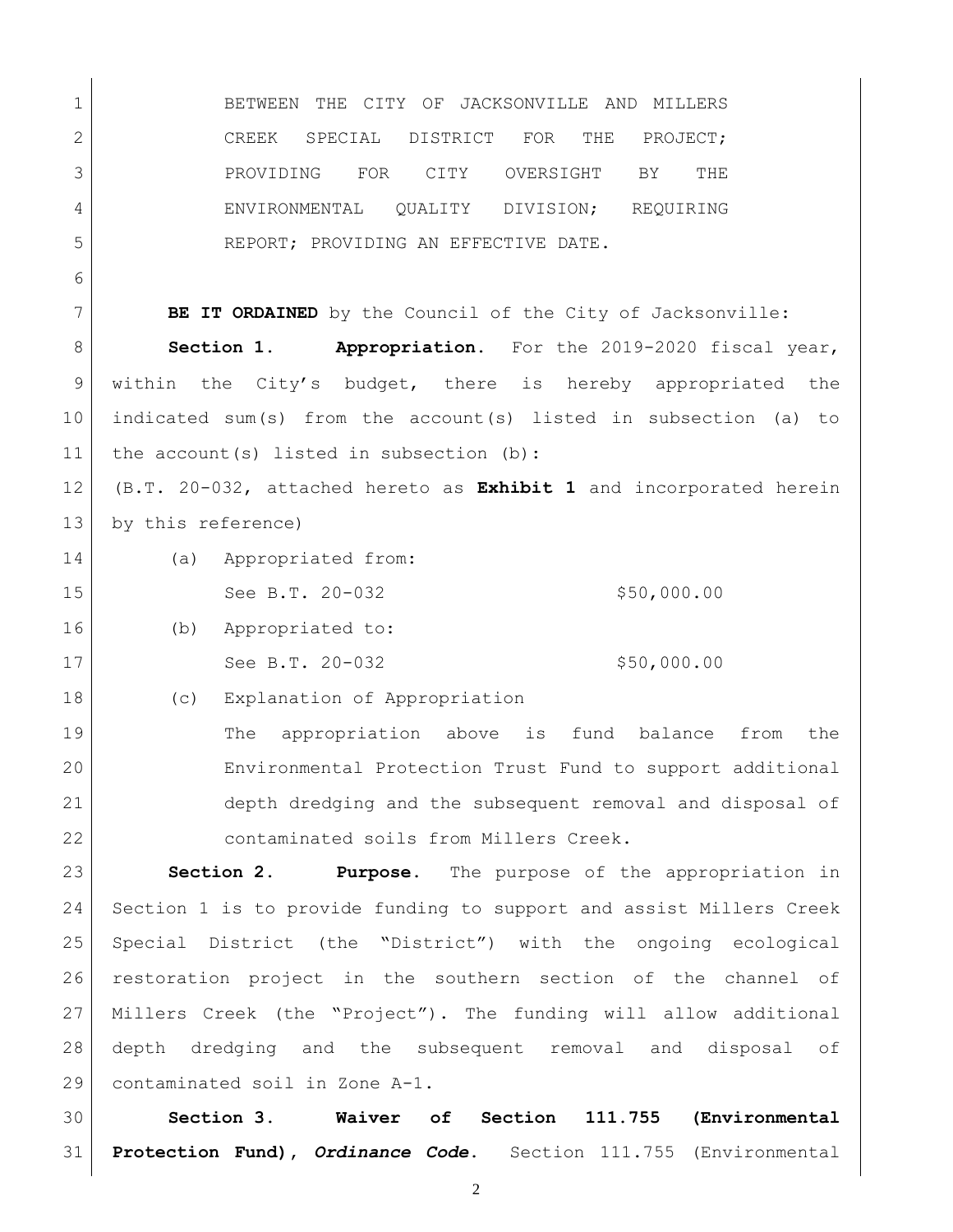BETWEEN THE CITY OF JACKSONVILLE AND MILLERS CREEK SPECIAL DISTRICT FOR THE PROJECT; PROVIDING FOR CITY OVERSIGHT BY THE ENVIRONMENTAL QUALITY DIVISION; REQUIRING REPORT; PROVIDING AN EFFECTIVE DATE.

**BE IT ORDAINED** by the Council of the City of Jacksonville:

**Section 1. Appropriation.** For the 2019-2020 fiscal year, within the City's budget, there is hereby appropriated the indicated sum(s) from the account(s) listed in subsection (a) to the account(s) listed in subsection (b):

(B.T. 20-032, attached hereto as **Exhibit 1** and incorporated herein by this reference)

(a) Appropriated from:

See B.T. 20-032 $50,000.00

(b) Appropriated to:

See B.T. 20-032 $50,000.00

(c) Explanation of Appropriation

The appropriation above is fund balance from the Environmental Protection Trust Fund to support additional depth dredging and the subsequent removal and disposal of contaminated soils from Millers Creek.

**Section 2. Purpose.** The purpose of the appropriation in Section 1 is to provide funding to support and assist Millers Creek Special District (the "District") with the ongoing ecological restoration project in the southern section of the channel of Millers Creek (the "Project"). The funding will allow additional depth dredging and the subsequent removal and disposal of contaminated soil in Zone A-1.

**Section 3. Waiver of Section 111.755 (Environmental Protection Fund), *Ordinance Code*.** Section 111.755 (Environmental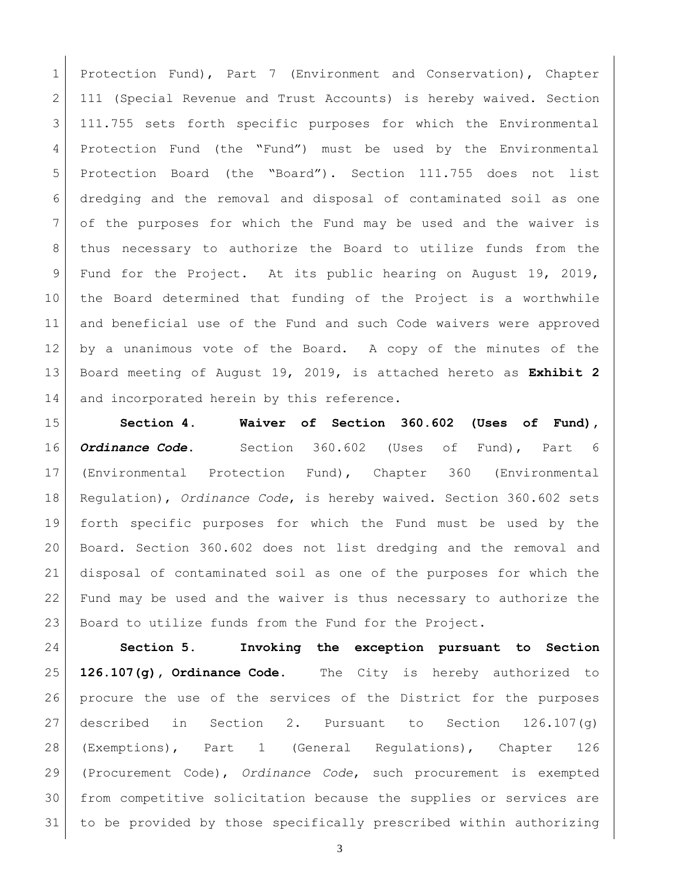Protection Fund), Part 7 (Environment and Conservation), Chapter 111 (Special Revenue and Trust Accounts) is hereby waived. Section 111.755 sets forth specific purposes for which the Environmental Protection Fund (the "Fund") must be used by the Environmental Protection Board (the "Board"). Section 111.755 does not list dredging and the removal and disposal of contaminated soil as one of the purposes for which the Fund may be used and the waiver is thus necessary to authorize the Board to utilize funds from the Fund for the Project. At its public hearing on August 19, 2019, the Board determined that funding of the Project is a worthwhile and beneficial use of the Fund and such Code waivers were approved by a unanimous vote of the Board. A copy of the minutes of the Board meeting of August 19, 2019, is attached hereto as **Exhibit 2** and incorporated herein by this reference.

**Section 4. Waiver of Section 360.602 (Uses of Fund), *Ordinance Code*.** Section 360.602 (Uses of Fund), Part 6 (Environmental Protection Fund), Chapter 360 (Environmental Regulation), *Ordinance Code*, is hereby waived. Section 360.602 sets forth specific purposes for which the Fund must be used by the Board. Section 360.602 does not list dredging and the removal and disposal of contaminated soil as one of the purposes for which the Fund may be used and the waiver is thus necessary to authorize the Board to utilize funds from the Fund for the Project.

**Section 5. Invoking the exception pursuant to Section 126.107(g), Ordinance Code.** The City is hereby authorized to procure the use of the services of the District for the purposes described in Section 2. Pursuant to Section 126.107(g) (Exemptions), Part 1 (General Regulations), Chapter 126 (Procurement Code), *Ordinance Code*, such procurement is exempted from competitive solicitation because the supplies or services are to be provided by those specifically prescribed within authorizing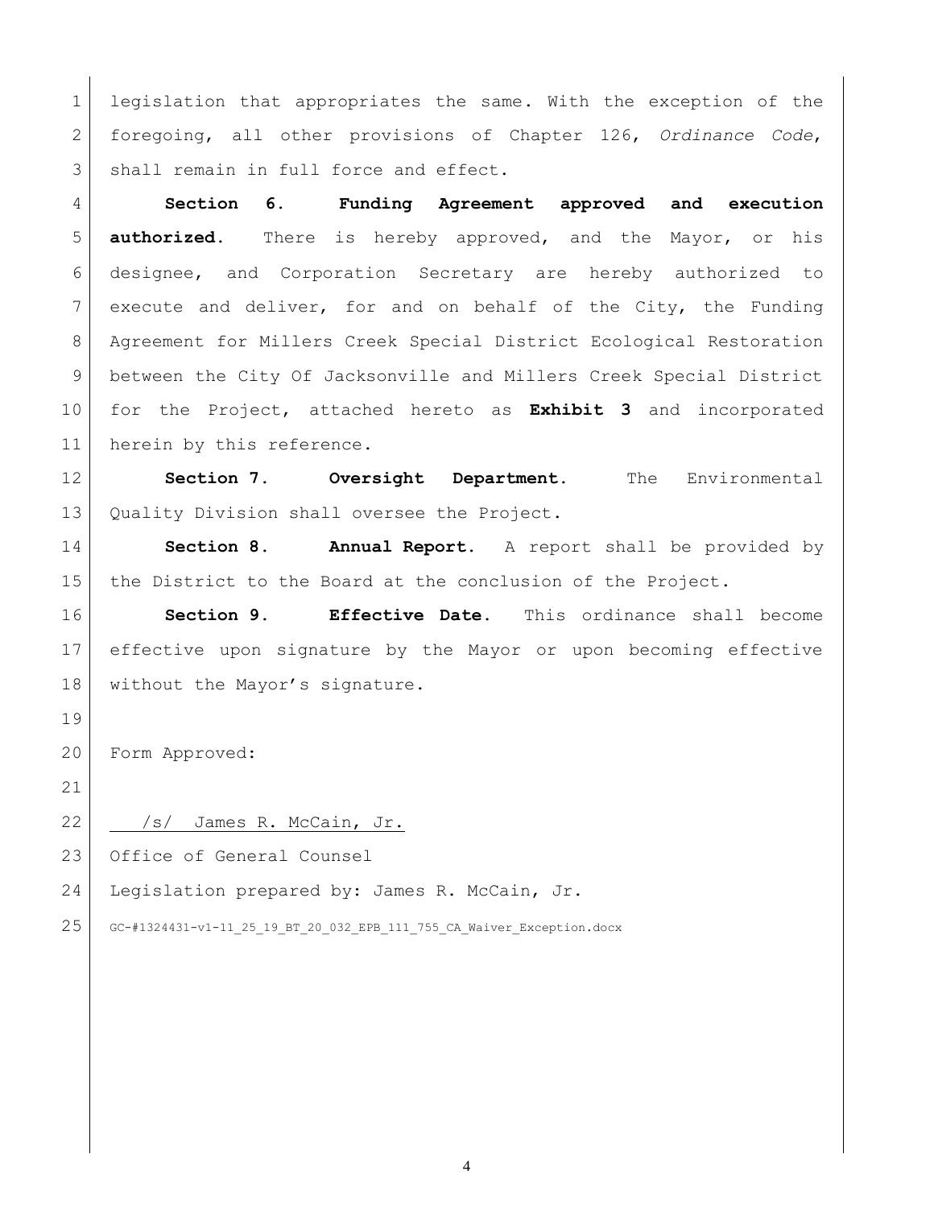legislation that appropriates the same. With the exception of the foregoing, all other provisions of Chapter 126, *Ordinance Code*, shall remain in full force and effect.

**Section 6. Funding Agreement approved and execution authorized.** There is hereby approved, and the Mayor, or his designee, and Corporation Secretary are hereby authorized to execute and deliver, for and on behalf of the City, the Funding Agreement for Millers Creek Special District Ecological Restoration between the City Of Jacksonville and Millers Creek Special District for the Project, attached hereto as **Exhibit 3** and incorporated herein by this reference.

**Section 7. Oversight Department.** The Environmental Quality Division shall oversee the Project.

**Section 8. Annual Report.** A report shall be provided by the District to the Board at the conclusion of the Project.

**Section 9. Effective Date.** This ordinance shall become effective upon signature by the Mayor or upon becoming effective without the Mayor's signature.

Form Approved:

/s/ James R. McCain, Jr.

Office of General Counsel

Legislation prepared by: James R. McCain, Jr.

GC-#1324431-v1-11_25_19_BT_20_032_EPB_111_755_CA_Waiver_Exception.docx